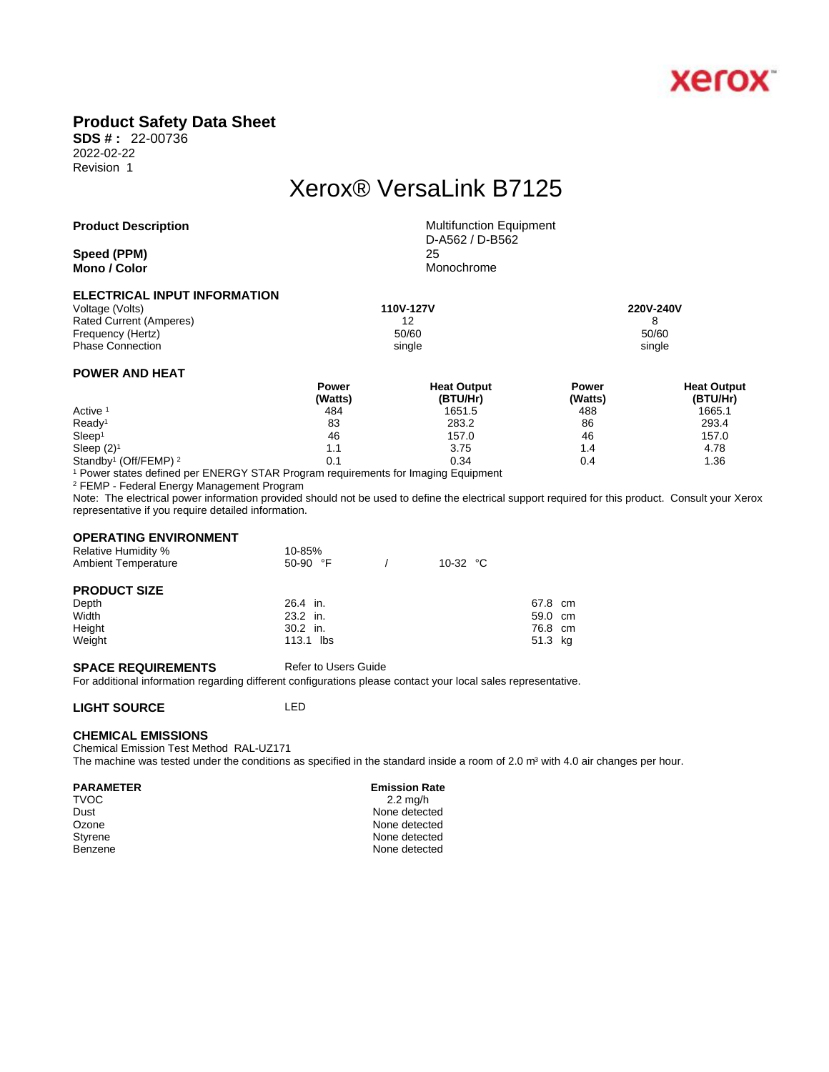# Product Safety Data Sheet

**SDS # :** 22-00736
2022-02-22
Revision 1

# Xerox® VersaLink B7125

| | |
|---|---|
| **Product Description** | Multifunction Equipment<br>D-A562 / D-B562 |
| **Speed (PPM)** | 25 |
| **Mono / Color** | Monochrome |

## ELECTRICAL INPUT INFORMATION

| | **110V-127V** | **220V-240V** |
|---|---|---|
| Voltage (Volts) | **110V-127V** | **220V-240V** |
| Rated Current (Amperes) | 12 | 8 |
| Frequency (Hertz) | 50/60 | 50/60 |
| Phase Connection | single | single |

## POWER AND HEAT

| | **Power (Watts)** | **Heat Output (BTU/Hr)** | **Power (Watts)** | **Heat Output (BTU/Hr)** |
|---|---|---|---|---|
| Active [1] | 484 | 1651.5 | 488 | 1665.1 |
| Ready[1] | 83 | 283.2 | 86 | 293.4 |
| Sleep[1] | 46 | 157.0 | 46 | 157.0 |
| Sleep (2)[1] | 1.1 | 3.75 | 1.4 | 4.78 |
| Standby[1] (Off/FEMP) [2] | 0.1 | 0.34 | 0.4 | 1.36 |

[1] Power states defined per ENERGY STAR Program requirements for Imaging Equipment

[2] FEMP - Federal Energy Management Program

Note: The electrical power information provided should not be used to define the electrical support required for this product. Consult your Xerox representative if you require detailed information.

## OPERATING ENVIRONMENT

| | | |
|---|---|---|
| Relative Humidity % | 10-85% | |
| Ambient Temperature | 50-90 °F / | 10-32 °C |

## PRODUCT SIZE

| | | |
|---|---|---|
| Depth | 26.4 in. | 67.8 cm |
| Width | 23.2 in. | 59.0 cm |
| Height | 30.2 in. | 76.8 cm |
| Weight | 113.1 lbs | 51.3 kg |

**SPACE REQUIREMENTS** Refer to Users Guide

For additional information regarding different configurations please contact your local sales representative.

**LIGHT SOURCE** LED

## CHEMICAL EMISSIONS

Chemical Emission Test Method RAL-UZ171

The machine was tested under the conditions as specified in the standard inside a room of 2.0 $m^3$ with 4.0 air changes per hour.

| **PARAMETER** | **Emission Rate** |
|---|---|
| TVOC | 2.2 mg/h |
| Dust | None detected |
| Ozone | None detected |
| Styrene | None detected |
| Benzene | None detected |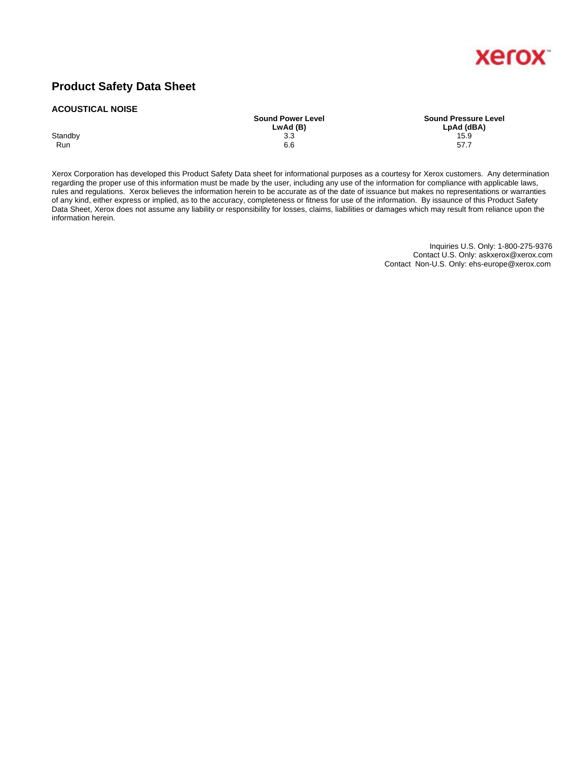## Product Safety Data Sheet

### ACOUSTICAL NOISE

| | Sound Power Level LwAd (B) | Sound Pressure Level LpAd (dBA) |
|---|---|---|
| Standby | 3.3 | 15.9 |
| Run | 6.6 | 57.7 |

Xerox Corporation has developed this Product Safety Data sheet for informational purposes as a courtesy for Xerox customers. Any determination regarding the proper use of this information must be made by the user, including any use of the information for compliance with applicable laws, rules and regulations. Xerox believes the information herein to be accurate as of the date of issuance but makes no representations or warranties of any kind, either express or implied, as to the accuracy, completeness or fitness for use of the information. By issaunce of this Product Safety Data Sheet, Xerox does not assume any liability or responsibility for losses, claims, liabilities or damages which may result from reliance upon the information herein.

Inquiries U.S. Only: 1-800-275-9376
Contact U.S. Only: askxerox@xerox.com
Contact Non-U.S. Only: ehs-europe@xerox.com